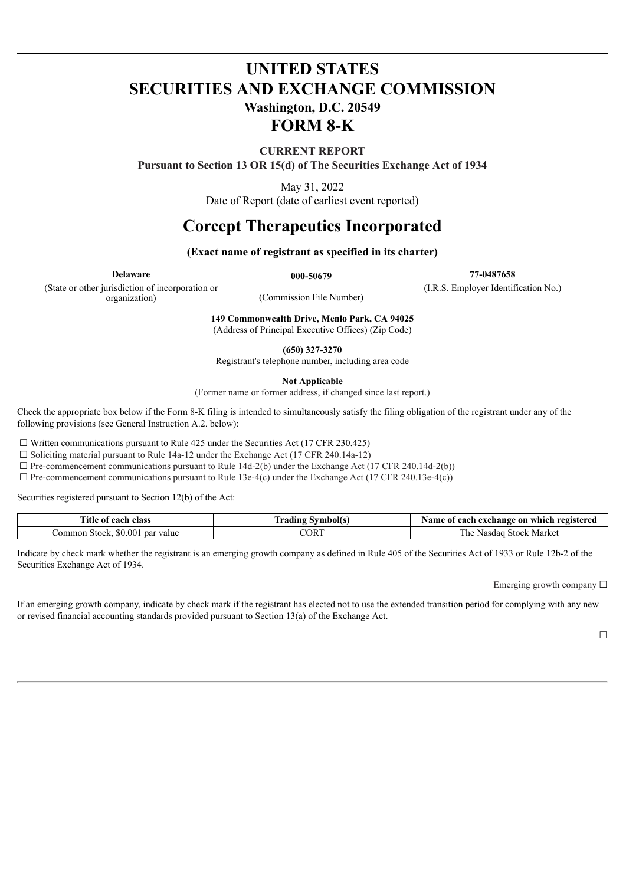# UNITED STATES
# SECURITIES AND EXCHANGE COMMISSION
### Washington, D.C. 20549
# FORM 8-K

**CURRENT REPORT**
**Pursuant to Section 13 OR 15(d) of The Securities Exchange Act of 1934**

May 31, 2022
Date of Report (date of earliest event reported)

# Corcept Therapeutics Incorporated

**(Exact name of registrant as specified in its charter)**

| **Delaware** | **000-50679** | **77-0487658** |
|---|---|---|
| (State or other jurisdiction of incorporation or organization) | (Commission File Number) | (I.R.S. Employer Identification No.) |

**149 Commonwealth Drive, Menlo Park, CA 94025**
(Address of Principal Executive Offices) (Zip Code)

**(650) 327-3270**
Registrant's telephone number, including area code

**Not Applicable**
(Former name or former address, if changed since last report.)

Check the appropriate box below if the Form 8-K filing is intended to simultaneously satisfy the filing obligation of the registrant under any of the following provisions (see General Instruction A.2. below):

☐ Written communications pursuant to Rule 425 under the Securities Act (17 CFR 230.425)
☐ Soliciting material pursuant to Rule 14a-12 under the Exchange Act (17 CFR 240.14a-12)
☐ Pre-commencement communications pursuant to Rule 14d-2(b) under the Exchange Act (17 CFR 240.14d-2(b))
☐ Pre-commencement communications pursuant to Rule 13e-4(c) under the Exchange Act (17 CFR 240.13e-4(c))

Securities registered pursuant to Section 12(b) of the Act:

| Title of each class | Trading Symbol(s) | Name of each exchange on which registered |
|---|---|---|
| Common Stock, $0.001 par value | CORT | The Nasdaq Stock Market |

Indicate by check mark whether the registrant is an emerging growth company as defined in Rule 405 of the Securities Act of 1933 or Rule 12b-2 of the Securities Exchange Act of 1934.

Emerging growth company ☐

If an emerging growth company, indicate by check mark if the registrant has elected not to use the extended transition period for complying with any new or revised financial accounting standards provided pursuant to Section 13(a) of the Exchange Act.

☐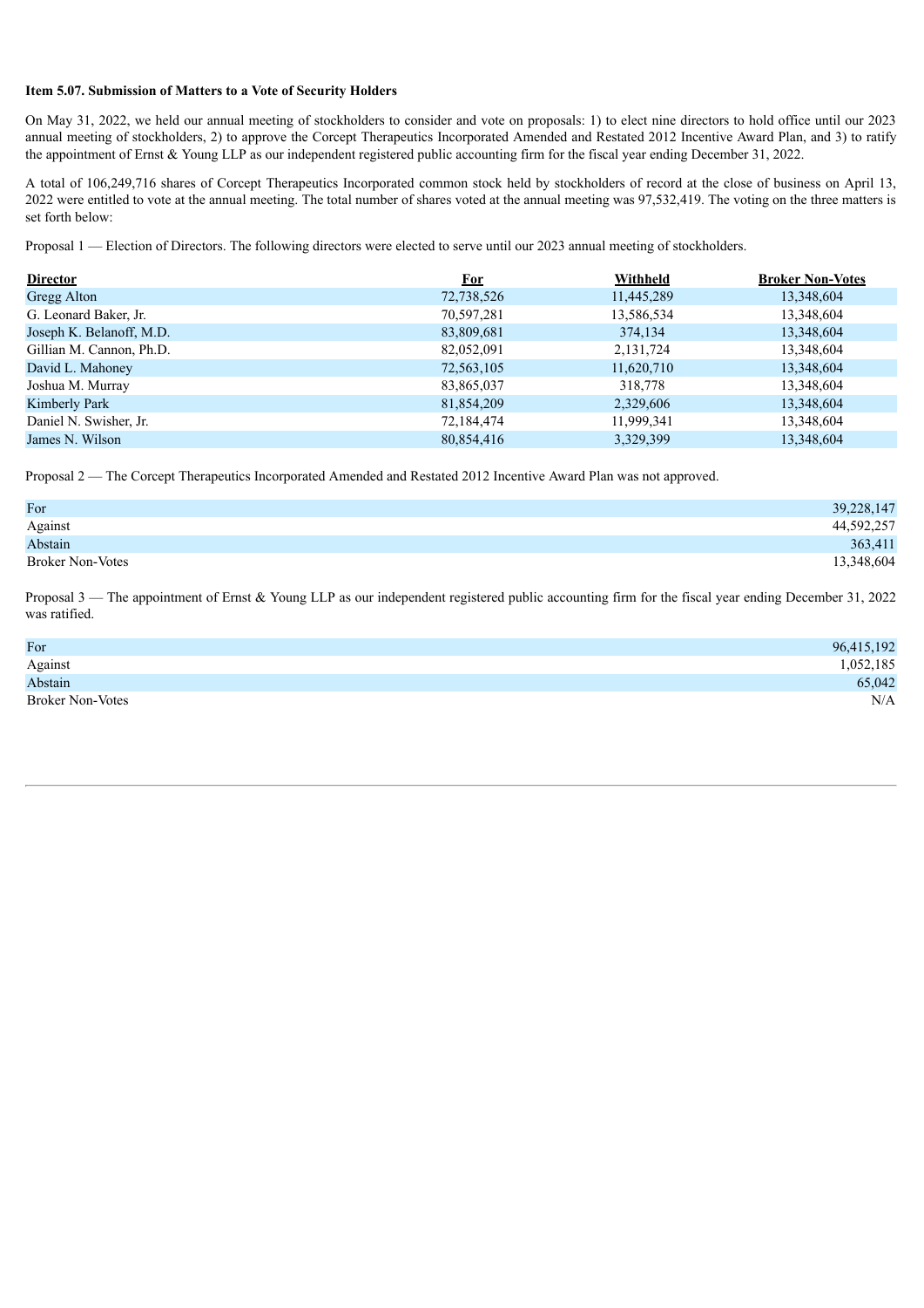**Item 5.07. Submission of Matters to a Vote of Security Holders**

On May 31, 2022, we held our annual meeting of stockholders to consider and vote on proposals: 1) to elect nine directors to hold office until our 2023 annual meeting of stockholders, 2) to approve the Corcept Therapeutics Incorporated Amended and Restated 2012 Incentive Award Plan, and 3) to ratify the appointment of Ernst & Young LLP as our independent registered public accounting firm for the fiscal year ending December 31, 2022.

A total of 106,249,716 shares of Corcept Therapeutics Incorporated common stock held by stockholders of record at the close of business on April 13, 2022 were entitled to vote at the annual meeting. The total number of shares voted at the annual meeting was 97,532,419. The voting on the three matters is set forth below:

Proposal 1 — Election of Directors. The following directors were elected to serve until our 2023 annual meeting of stockholders.

| Director | For | Withheld | Broker Non-Votes |
|---|---|---|---|
| Gregg Alton | 72,738,526 | 11,445,289 | 13,348,604 |
| G. Leonard Baker, Jr. | 70,597,281 | 13,586,534 | 13,348,604 |
| Joseph K. Belanoff, M.D. | 83,809,681 | 374,134 | 13,348,604 |
| Gillian M. Cannon, Ph.D. | 82,052,091 | 2,131,724 | 13,348,604 |
| David L. Mahoney | 72,563,105 | 11,620,710 | 13,348,604 |
| Joshua M. Murray | 83,865,037 | 318,778 | 13,348,604 |
| Kimberly Park | 81,854,209 | 2,329,606 | 13,348,604 |
| Daniel N. Swisher, Jr. | 72,184,474 | 11,999,341 | 13,348,604 |
| James N. Wilson | 80,854,416 | 3,329,399 | 13,348,604 |

Proposal 2 — The Corcept Therapeutics Incorporated Amended and Restated 2012 Incentive Award Plan was not approved.

| | |
|---|---|
| For | 39,228,147 |
| Against | 44,592,257 |
| Abstain | 363,411 |
| Broker Non-Votes | 13,348,604 |

Proposal 3 — The appointment of Ernst & Young LLP as our independent registered public accounting firm for the fiscal year ending December 31, 2022 was ratified.

| | |
|---|---|
| For | 96,415,192 |
| Against | 1,052,185 |
| Abstain | 65,042 |
| Broker Non-Votes | N/A |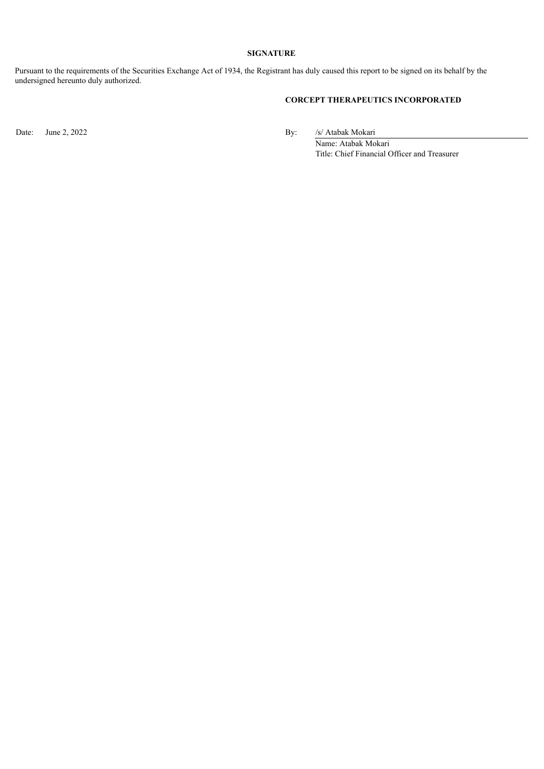**SIGNATURE**

Pursuant to the requirements of the Securities Exchange Act of 1934, the Registrant has duly caused this report to be signed on its behalf by the undersigned hereunto duly authorized.

**CORCEPT THERAPEUTICS INCORPORATED**

Date: June 2, 2022

By: /s/ Atabak Mokari

Name: Atabak Mokari

Title: Chief Financial Officer and Treasurer